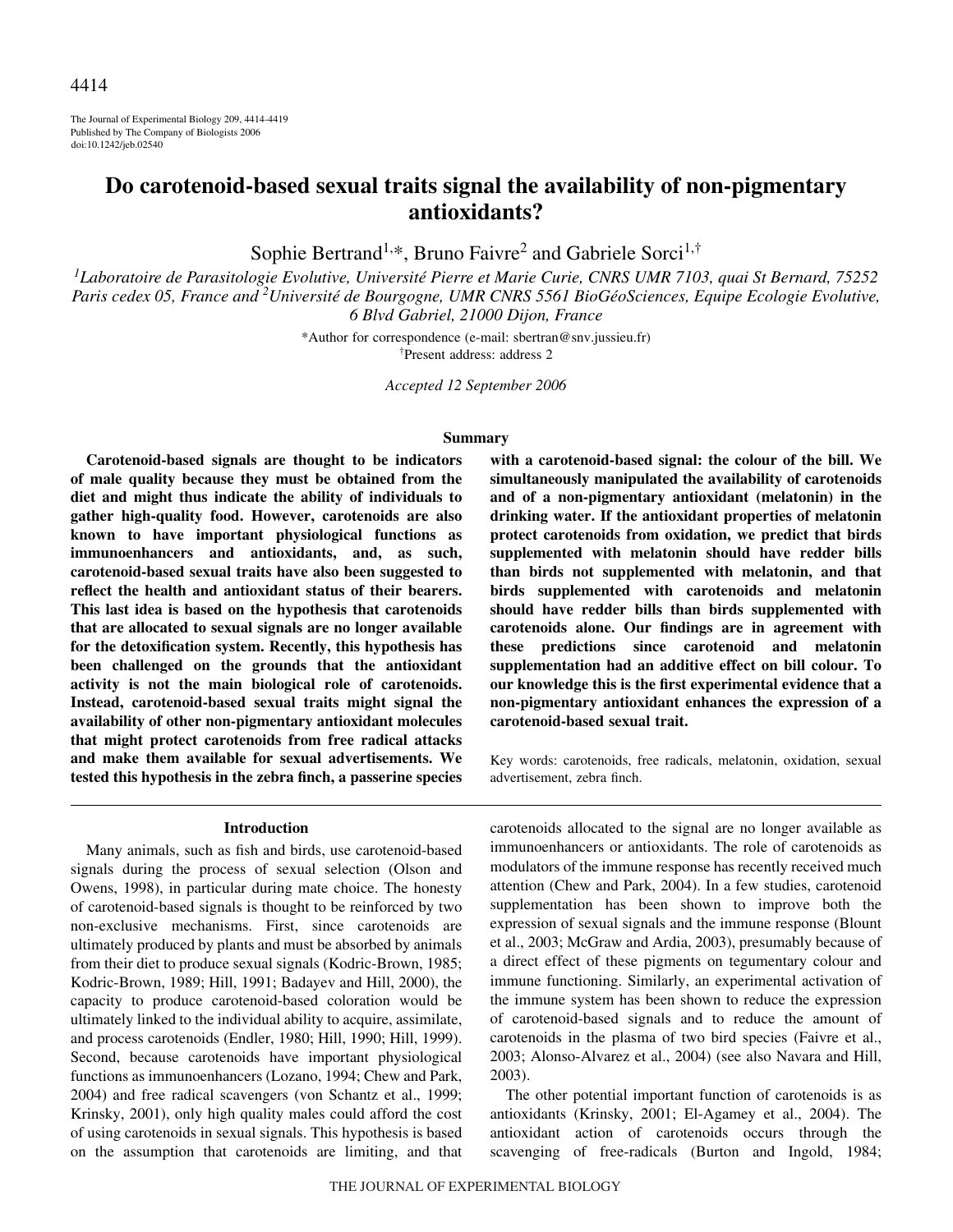The Journal of Experimental Biology 209, 4414-4419
Published by The Company of Biologists 2006
doi:10.1242/jeb.02540

# Do carotenoid-based sexual traits signal the availability of non-pigmentary antioxidants?

Sophie Bertrand[1,*], Bruno Faivre[2] and Gabriele Sorci[1,†]

[1]*Laboratoire de Parasitologie Evolutive, Université Pierre et Marie Curie, CNRS UMR 7103, quai St Bernard, 75252 Paris cedex 05, France and* [2]*Université de Bourgogne, UMR CNRS 5561 BioGéoSciences, Equipe Ecologie Evolutive, 6 Blvd Gabriel, 21000 Dijon, France*

*Author for correspondence (e-mail: sbertran@snv.jussieu.fr)
[†]Present address: address 2

*Accepted 12 September 2006*

## Summary

**Carotenoid-based signals are thought to be indicators of male quality because they must be obtained from the diet and might thus indicate the ability of individuals to gather high-quality food. However, carotenoids are also known to have important physiological functions as immunoenhancers and antioxidants, and, as such, carotenoid-based sexual traits have also been suggested to reflect the health and antioxidant status of their bearers. This last idea is based on the hypothesis that carotenoids that are allocated to sexual signals are no longer available for the detoxification system. Recently, this hypothesis has been challenged on the grounds that the antioxidant activity is not the main biological role of carotenoids. Instead, carotenoid-based sexual traits might signal the availability of other non-pigmentary antioxidant molecules that might protect carotenoids from free radical attacks and make them available for sexual advertisements. We tested this hypothesis in the zebra finch, a passerine species with a carotenoid-based signal: the colour of the bill. We simultaneously manipulated the availability of carotenoids and of a non-pigmentary antioxidant (melatonin) in the drinking water. If the antioxidant properties of melatonin protect carotenoids from oxidation, we predict that birds supplemented with melatonin should have redder bills than birds not supplemented with melatonin, and that birds supplemented with carotenoids and melatonin should have redder bills than birds supplemented with carotenoids alone. Our findings are in agreement with these predictions since carotenoid and melatonin supplementation had an additive effect on bill colour. To our knowledge this is the first experimental evidence that a non-pigmentary antioxidant enhances the expression of a carotenoid-based sexual trait.**

Key words: carotenoids, free radicals, melatonin, oxidation, sexual advertisement, zebra finch.

## Introduction

Many animals, such as fish and birds, use carotenoid-based signals during the process of sexual selection (Olson and Owens, 1998), in particular during mate choice. The honesty of carotenoid-based signals is thought to be reinforced by two non-exclusive mechanisms. First, since carotenoids are ultimately produced by plants and must be absorbed by animals from their diet to produce sexual signals (Kodric-Brown, 1985; Kodric-Brown, 1989; Hill, 1991; Badayev and Hill, 2000), the capacity to produce carotenoid-based coloration would be ultimately linked to the individual ability to acquire, assimilate, and process carotenoids (Endler, 1980; Hill, 1990; Hill, 1999). Second, because carotenoids have important physiological functions as immunoenhancers (Lozano, 1994; Chew and Park, 2004) and free radical scavengers (von Schantz et al., 1999; Krinsky, 2001), only high quality males could afford the cost of using carotenoids in sexual signals. This hypothesis is based on the assumption that carotenoids are limiting, and that carotenoids allocated to the signal are no longer available as immunoenhancers or antioxidants. The role of carotenoids as modulators of the immune response has recently received much attention (Chew and Park, 2004). In a few studies, carotenoid supplementation has been shown to improve both the expression of sexual signals and the immune response (Blount et al., 2003; McGraw and Ardia, 2003), presumably because of a direct effect of these pigments on tegumentary colour and immune functioning. Similarly, an experimental activation of the immune system has been shown to reduce the expression of carotenoid-based signals and to reduce the amount of carotenoids in the plasma of two bird species (Faivre et al., 2003; Alonso-Alvarez et al., 2004) (see also Navara and Hill, 2003).

The other potential important function of carotenoids is as antioxidants (Krinsky, 2001; El-Agamey et al., 2004). The antioxidant action of carotenoids occurs through the scavenging of free-radicals (Burton and Ingold, 1984;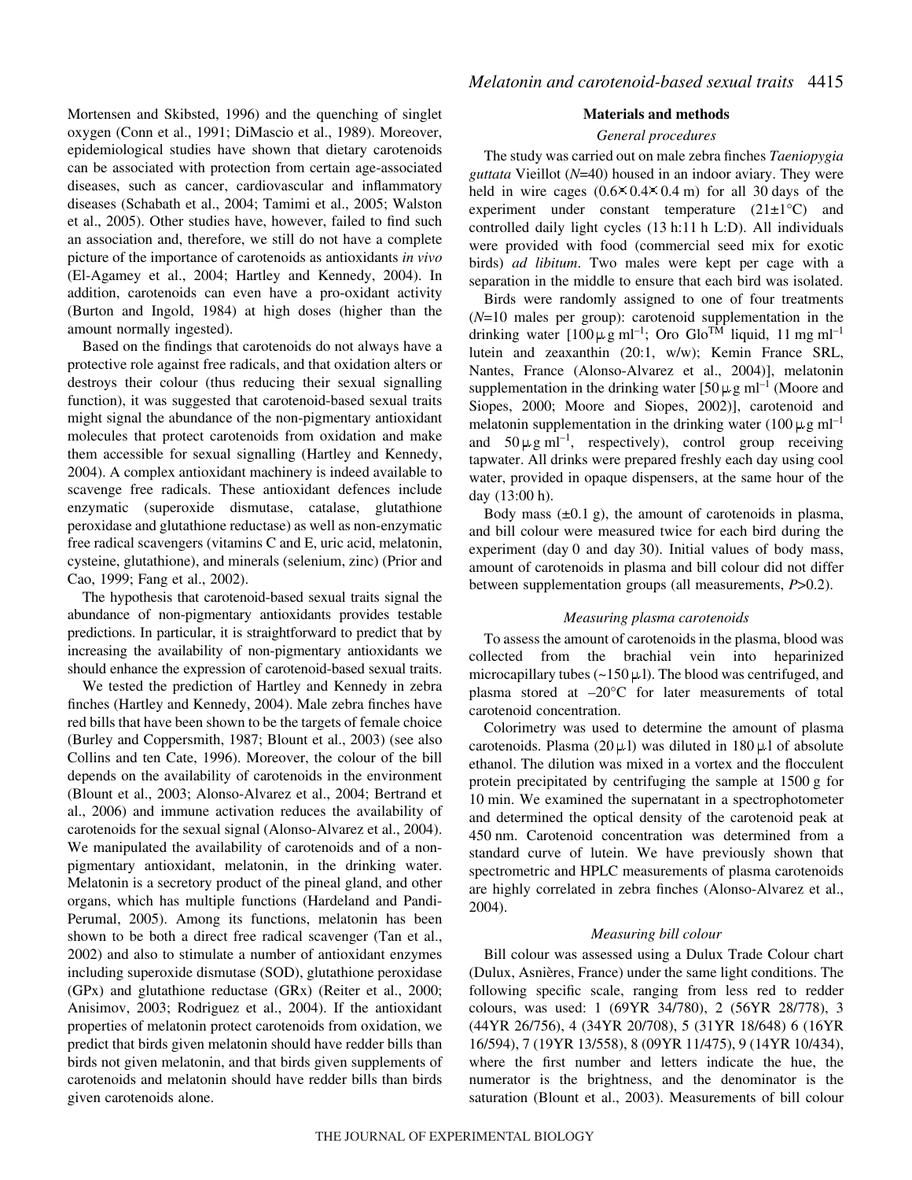Mortensen and Skibsted, 1996) and the quenching of singlet oxygen (Conn et al., 1991; DiMascio et al., 1989). Moreover, epidemiological studies have shown that dietary carotenoids can be associated with protection from certain age-associated diseases, such as cancer, cardiovascular and inflammatory diseases (Schabath et al., 2004; Tamimi et al., 2005; Walston et al., 2005). Other studies have, however, failed to find such an association and, therefore, we still do not have a complete picture of the importance of carotenoids as antioxidants *in vivo* (El-Agamey et al., 2004; Hartley and Kennedy, 2004). In addition, carotenoids can even have a pro-oxidant activity (Burton and Ingold, 1984) at high doses (higher than the amount normally ingested).

Based on the findings that carotenoids do not always have a protective role against free radicals, and that oxidation alters or destroys their colour (thus reducing their sexual signalling function), it was suggested that carotenoid-based sexual traits might signal the abundance of the non-pigmentary antioxidant molecules that protect carotenoids from oxidation and make them accessible for sexual signalling (Hartley and Kennedy, 2004). A complex antioxidant machinery is indeed available to scavenge free radicals. These antioxidant defences include enzymatic (superoxide dismutase, catalase, glutathione peroxidase and glutathione reductase) as well as non-enzymatic free radical scavengers (vitamins C and E, uric acid, melatonin, cysteine, glutathione), and minerals (selenium, zinc) (Prior and Cao, 1999; Fang et al., 2002).

The hypothesis that carotenoid-based sexual traits signal the abundance of non-pigmentary antioxidants provides testable predictions. In particular, it is straightforward to predict that by increasing the availability of non-pigmentary antioxidants we should enhance the expression of carotenoid-based sexual traits.

We tested the prediction of Hartley and Kennedy in zebra finches (Hartley and Kennedy, 2004). Male zebra finches have red bills that have been shown to be the targets of female choice (Burley and Coppersmith, 1987; Blount et al., 2003) (see also Collins and ten Cate, 1996). Moreover, the colour of the bill depends on the availability of carotenoids in the environment (Blount et al., 2003; Alonso-Alvarez et al., 2004; Bertrand et al., 2006) and immune activation reduces the availability of carotenoids for the sexual signal (Alonso-Alvarez et al., 2004). We manipulated the availability of carotenoids and of a non-pigmentary antioxidant, melatonin, in the drinking water. Melatonin is a secretory product of the pineal gland, and other organs, which has multiple functions (Hardeland and Pandi-Perumal, 2005). Among its functions, melatonin has been shown to be both a direct free radical scavenger (Tan et al., 2002) and also to stimulate a number of antioxidant enzymes including superoxide dismutase (SOD), glutathione peroxidase (GPx) and glutathione reductase (GRx) (Reiter et al., 2000; Anisimov, 2003; Rodriguez et al., 2004). If the antioxidant properties of melatonin protect carotenoids from oxidation, we predict that birds given melatonin should have redder bills than birds not given melatonin, and that birds given supplements of carotenoids and melatonin should have redder bills than birds given carotenoids alone.

## Materials and methods

### General procedures

The study was carried out on male zebra finches *Taeniopygia guttata* Vieillot ($N$=40) housed in an indoor aviary. They were held in wire cages (0.6×0.4×0.4 m) for all 30 days of the experiment under constant temperature (21±1°C) and controlled daily light cycles (13 h:11 h L:D). All individuals were provided with food (commercial seed mix for exotic birds) *ad libitum*. Two males were kept per cage with a separation in the middle to ensure that each bird was isolated.

Birds were randomly assigned to one of four treatments ($N$=10 males per group): carotenoid supplementation in the drinking water [100 μg ml$^{-1}$; Oro Glo$^{\text{TM}}$ liquid, 11 mg ml$^{-1}$ lutein and zeaxanthin (20:1, w/w); Kemin France SRL, Nantes, France (Alonso-Alvarez et al., 2004)], melatonin supplementation in the drinking water [50 μg ml$^{-1}$ (Moore and Siopes, 2000; Moore and Siopes, 2002)], carotenoid and melatonin supplementation in the drinking water (100 μg ml$^{-1}$ and 50 μg ml$^{-1}$, respectively), control group receiving tapwater. All drinks were prepared freshly each day using cool water, provided in opaque dispensers, at the same hour of the day (13:00 h).

Body mass (±0.1 g), the amount of carotenoids in plasma, and bill colour were measured twice for each bird during the experiment (day 0 and day 30). Initial values of body mass, amount of carotenoids in plasma and bill colour did not differ between supplementation groups (all measurements, $P$>0.2).

### Measuring plasma carotenoids

To assess the amount of carotenoids in the plasma, blood was collected from the brachial vein into heparinized microcapillary tubes (~150 μl). The blood was centrifuged, and plasma stored at –20°C for later measurements of total carotenoid concentration.

Colorimetry was used to determine the amount of plasma carotenoids. Plasma (20 μl) was diluted in 180 μl of absolute ethanol. The dilution was mixed in a vortex and the flocculent protein precipitated by centrifuging the sample at 1500 g for 10 min. We examined the supernatant in a spectrophotometer and determined the optical density of the carotenoid peak at 450 nm. Carotenoid concentration was determined from a standard curve of lutein. We have previously shown that spectrometric and HPLC measurements of plasma carotenoids are highly correlated in zebra finches (Alonso-Alvarez et al., 2004).

### Measuring bill colour

Bill colour was assessed using a Dulux Trade Colour chart (Dulux, Asnières, France) under the same light conditions. The following specific scale, ranging from less red to redder colours, was used: 1 (69YR 34/780), 2 (56YR 28/778), 3 (44YR 26/756), 4 (34YR 20/708), 5 (31YR 18/648) 6 (16YR 16/594), 7 (19YR 13/558), 8 (09YR 11/475), 9 (14YR 10/434), where the first number and letters indicate the hue, the numerator is the brightness, and the denominator is the saturation (Blount et al., 2003). Measurements of bill colour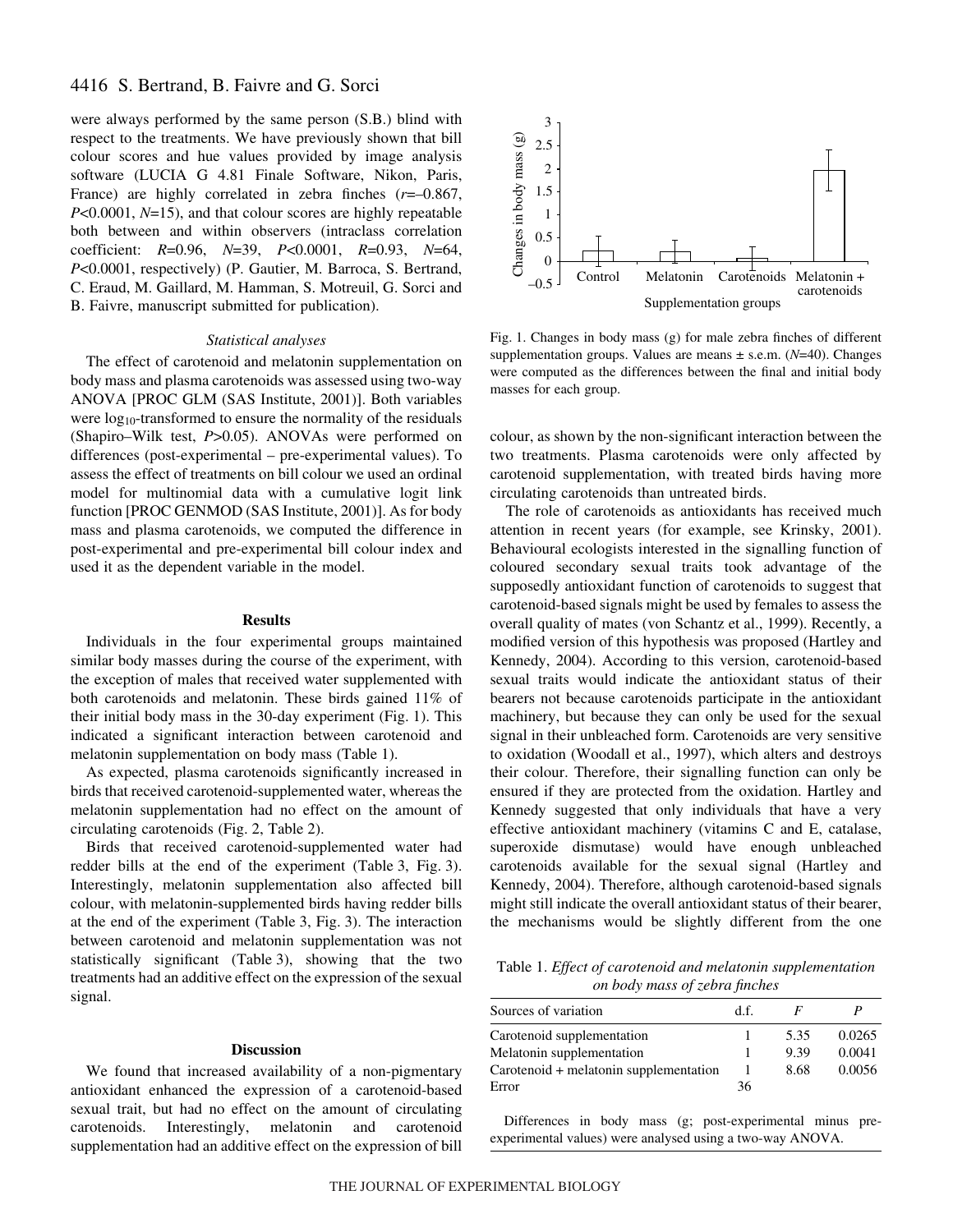were always performed by the same person (S.B.) blind with respect to the treatments. We have previously shown that bill colour scores and hue values provided by image analysis software (LUCIA G 4.81 Finale Software, Nikon, Paris, France) are highly correlated in zebra finches ($r$=–0.867, $P$<0.0001, $N$=15), and that colour scores are highly repeatable both between and within observers (intraclass correlation coefficient: $R$=0.96, $N$=39, $P$<0.0001, $R$=0.93, $N$=64, $P$<0.0001, respectively) (P. Gautier, M. Barroca, S. Bertrand, C. Eraud, M. Gaillard, M. Hamman, S. Motreuil, G. Sorci and B. Faivre, manuscript submitted for publication).

### *Statistical analyses*

The effect of carotenoid and melatonin supplementation on body mass and plasma carotenoids was assessed using two-way ANOVA [PROC GLM (SAS Institute, 2001)]. Both variables were $\log_{10}$-transformed to ensure the normality of the residuals (Shapiro–Wilk test, $P$>0.05). ANOVAs were performed on differences (post-experimental – pre-experimental values). To assess the effect of treatments on bill colour we used an ordinal model for multinomial data with a cumulative logit link function [PROC GENMOD (SAS Institute, 2001)]. As for body mass and plasma carotenoids, we computed the difference in post-experimental and pre-experimental bill colour index and used it as the dependent variable in the model.

## Results

Individuals in the four experimental groups maintained similar body masses during the course of the experiment, with the exception of males that received water supplemented with both carotenoids and melatonin. These birds gained 11% of their initial body mass in the 30-day experiment (Fig. 1). This indicated a significant interaction between carotenoid and melatonin supplementation on body mass (Table 1).

As expected, plasma carotenoids significantly increased in birds that received carotenoid-supplemented water, whereas the melatonin supplementation had no effect on the amount of circulating carotenoids (Fig. 2, Table 2).

Birds that received carotenoid-supplemented water had redder bills at the end of the experiment (Table 3, Fig. 3). Interestingly, melatonin supplementation also affected bill colour, with melatonin-supplemented birds having redder bills at the end of the experiment (Table 3, Fig. 3). The interaction between carotenoid and melatonin supplementation was not statistically significant (Table 3), showing that the two treatments had an additive effect on the expression of the sexual signal.

## Discussion

We found that increased availability of a non-pigmentary antioxidant enhanced the expression of a carotenoid-based sexual trait, but had no effect on the amount of circulating carotenoids. Interestingly, melatonin and carotenoid supplementation had an additive effect on the expression of bill colour, as shown by the non-significant interaction between the two treatments. Plasma carotenoids were only affected by carotenoid supplementation, with treated birds having more circulating carotenoids than untreated birds.

The role of carotenoids as antioxidants has received much attention in recent years (for example, see Krinsky, 2001). Behavioural ecologists interested in the signalling function of coloured secondary sexual traits took advantage of the supposedly antioxidant function of carotenoids to suggest that carotenoid-based signals might be used by females to assess the overall quality of mates (von Schantz et al., 1999). Recently, a modified version of this hypothesis was proposed (Hartley and Kennedy, 2004). According to this version, carotenoid-based sexual traits would indicate the antioxidant status of their bearers not because carotenoids participate in the antioxidant machinery, but because they can only be used for the sexual signal in their unbleached form. Carotenoids are very sensitive to oxidation (Woodall et al., 1997), which alters and destroys their colour. Therefore, their signalling function can only be ensured if they are protected from the oxidation. Hartley and Kennedy suggested that only individuals that have a very effective antioxidant machinery (vitamins C and E, catalase, superoxide dismutase) would have enough unbleached carotenoids available for the sexual signal (Hartley and Kennedy, 2004). Therefore, although carotenoid-based signals might still indicate the overall antioxidant status of their bearer, the mechanisms would be slightly different from the one

Changes in body mass (g)
3
2.5
2
1.5
1
0.5
0
–0.5
Control
Melatonin
Carotenoids
Melatonin + carotenoids
Supplementation groups

Fig. 1. Changes in body mass (g) for male zebra finches of different supplementation groups. Values are means ± s.e.m. ($N$=40). Changes were computed as the differences between the final and initial body masses for each group.

Table 1. *Effect of carotenoid and melatonin supplementation on body mass of zebra finches*

| Sources of variation | d.f. | $F$ | $P$ |
|---|---|---|---|
| Carotenoid supplementation | 1 | 5.35 | 0.0265 |
| Melatonin supplementation | 1 | 9.39 | 0.0041 |
| Carotenoid + melatonin supplementation | 1 | 8.68 | 0.0056 |
| Error | 36 | | |

Differences in body mass (g; post-experimental minus pre-experimental values) were analysed using a two-way ANOVA.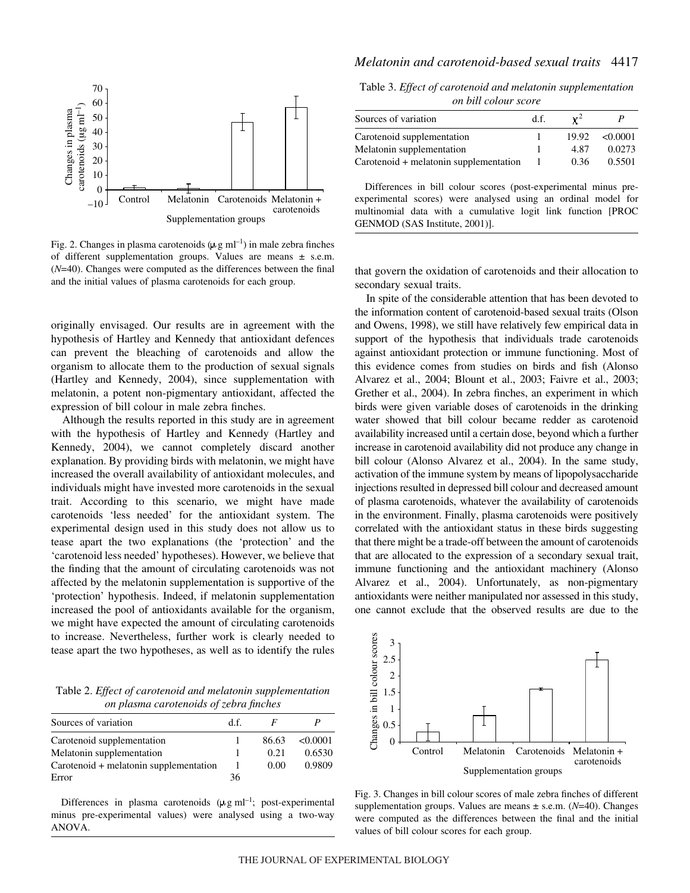70

60

50

40

30

20

10

0

–10

Changes in plasma carotenoids (μg ml$^{-1}$)

Control Melatonin Carotenoids Melatonin + carotenoids

Supplementation groups

Fig. 2. Changes in plasma carotenoids (μg ml$^{-1}$) in male zebra finches of different supplementation groups. Values are means ± s.e.m. ($N$=40). Changes were computed as the differences between the final and the initial values of plasma carotenoids for each group.

originally envisaged. Our results are in agreement with the hypothesis of Hartley and Kennedy that antioxidant defences can prevent the bleaching of carotenoids and allow the organism to allocate them to the production of sexual signals (Hartley and Kennedy, 2004), since supplementation with melatonin, a potent non-pigmentary antioxidant, affected the expression of bill colour in male zebra finches.

Although the results reported in this study are in agreement with the hypothesis of Hartley and Kennedy (Hartley and Kennedy, 2004), we cannot completely discard another explanation. By providing birds with melatonin, we might have increased the overall availability of antioxidant molecules, and individuals might have invested more carotenoids in the sexual trait. According to this scenario, we might have made carotenoids 'less needed' for the antioxidant system. The experimental design used in this study does not allow us to tease apart the two explanations (the 'protection' and the 'carotenoid less needed' hypotheses). However, we believe that the finding that the amount of circulating carotenoids was not affected by the melatonin supplementation is supportive of the 'protection' hypothesis. Indeed, if melatonin supplementation increased the pool of antioxidants available for the organism, we might have expected the amount of circulating carotenoids to increase. Nevertheless, further work is clearly needed to tease apart the two hypotheses, as well as to identify the rules that govern the oxidation of carotenoids and their allocation to secondary sexual traits.

Table 2. *Effect of carotenoid and melatonin supplementation on plasma carotenoids of zebra finches*

| Sources of variation | d.f. | $F$ | $P$ |
|---|---|---|---|
| Carotenoid supplementation | 1 | 86.63 | <0.0001 |
| Melatonin supplementation | 1 | 0.21 | 0.6530 |
| Carotenoid + melatonin supplementation | 1 | 0.00 | 0.9809 |
| Error | 36 | | |

Differences in plasma carotenoids (μg ml$^{-1}$; post-experimental minus pre-experimental values) were analysed using a two-way ANOVA.

Table 3. *Effect of carotenoid and melatonin supplementation on bill colour score*

| Sources of variation | d.f. | $\chi^2$ | $P$ |
|---|---|---|---|
| Carotenoid supplementation | 1 | 19.92 | <0.0001 |
| Melatonin supplementation | 1 | 4.87 | 0.0273 |
| Carotenoid + melatonin supplementation | 1 | 0.36 | 0.5501 |

Differences in bill colour scores (post-experimental minus pre-experimental scores) were analysed using an ordinal model for multinomial data with a cumulative logit link function [PROC GENMOD (SAS Institute, 2001)].

In spite of the considerable attention that has been devoted to the information content of carotenoid-based sexual traits (Olson and Owens, 1998), we still have relatively few empirical data in support of the hypothesis that individuals trade carotenoids against antioxidant protection or immune functioning. Most of this evidence comes from studies on birds and fish (Alonso Alvarez et al., 2004; Blount et al., 2003; Faivre et al., 2003; Grether et al., 2004). In zebra finches, an experiment in which birds were given variable doses of carotenoids in the drinking water showed that bill colour became redder as carotenoid availability increased until a certain dose, beyond which a further increase in carotenoid availability did not produce any change in bill colour (Alonso Alvarez et al., 2004). In the same study, activation of the immune system by means of lipopolysaccharide injections resulted in depressed bill colour and decreased amount of plasma carotenoids, whatever the availability of carotenoids in the environment. Finally, plasma carotenoids were positively correlated with the antioxidant status in these birds suggesting that there might be a trade-off between the amount of carotenoids that are allocated to the expression of a secondary sexual trait, immune functioning and the antioxidant machinery (Alonso Alvarez et al., 2004). Unfortunately, as non-pigmentary antioxidants were neither manipulated nor assessed in this study, one cannot exclude that the observed results are due to the

3

2.5

2

1.5

1

0.5

0

Changes in bill colour scores

Control Melatonin Carotenoids Melatonin + carotenoids

Supplementation groups

Fig. 3. Changes in bill colour scores of male zebra finches of different supplementation groups. Values are means ± s.e.m. ($N$=40). Changes were computed as the differences between the final and the initial values of bill colour scores for each group.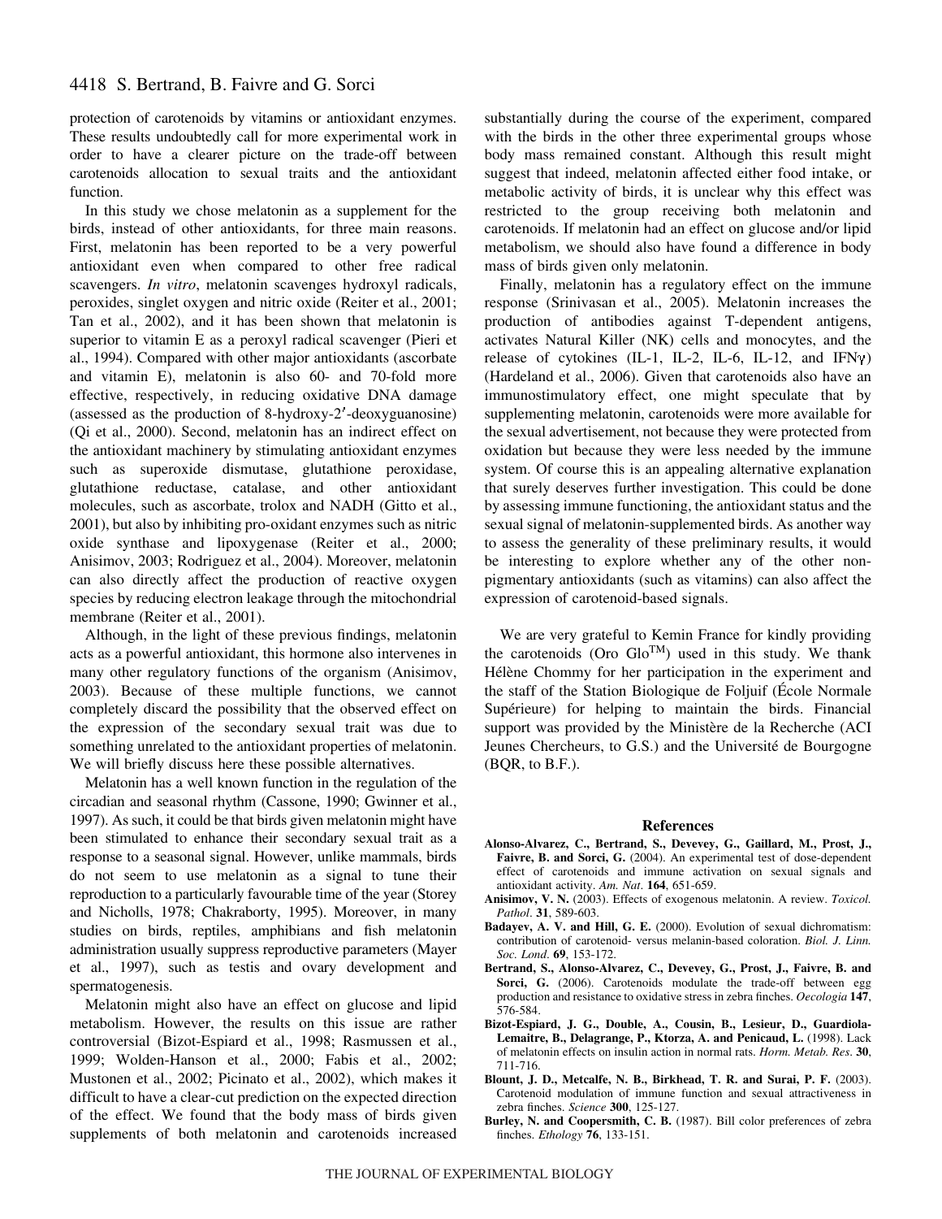protection of carotenoids by vitamins or antioxidant enzymes. These results undoubtedly call for more experimental work in order to have a clearer picture on the trade-off between carotenoids allocation to sexual traits and the antioxidant function.

In this study we chose melatonin as a supplement for the birds, instead of other antioxidants, for three main reasons. First, melatonin has been reported to be a very powerful antioxidant even when compared to other free radical scavengers. *In vitro*, melatonin scavenges hydroxyl radicals, peroxides, singlet oxygen and nitric oxide (Reiter et al., 2001; Tan et al., 2002), and it has been shown that melatonin is superior to vitamin E as a peroxyl radical scavenger (Pieri et al., 1994). Compared with other major antioxidants (ascorbate and vitamin E), melatonin is also 60- and 70-fold more effective, respectively, in reducing oxidative DNA damage (assessed as the production of 8-hydroxy-2′-deoxyguanosine) (Qi et al., 2000). Second, melatonin has an indirect effect on the antioxidant machinery by stimulating antioxidant enzymes such as superoxide dismutase, glutathione peroxidase, glutathione reductase, catalase, and other antioxidant molecules, such as ascorbate, trolox and NADH (Gitto et al., 2001), but also by inhibiting pro-oxidant enzymes such as nitric oxide synthase and lipoxygenase (Reiter et al., 2000; Anisimov, 2003; Rodriguez et al., 2004). Moreover, melatonin can also directly affect the production of reactive oxygen species by reducing electron leakage through the mitochondrial membrane (Reiter et al., 2001).

Although, in the light of these previous findings, melatonin acts as a powerful antioxidant, this hormone also intervenes in many other regulatory functions of the organism (Anisimov, 2003). Because of these multiple functions, we cannot completely discard the possibility that the observed effect on the expression of the secondary sexual trait was due to something unrelated to the antioxidant properties of melatonin. We will briefly discuss here these possible alternatives.

Melatonin has a well known function in the regulation of the circadian and seasonal rhythm (Cassone, 1990; Gwinner et al., 1997). As such, it could be that birds given melatonin might have been stimulated to enhance their secondary sexual trait as a response to a seasonal signal. However, unlike mammals, birds do not seem to use melatonin as a signal to tune their reproduction to a particularly favourable time of the year (Storey and Nicholls, 1978; Chakraborty, 1995). Moreover, in many studies on birds, reptiles, amphibians and fish melatonin administration usually suppress reproductive parameters (Mayer et al., 1997), such as testis and ovary development and spermatogenesis.

Melatonin might also have an effect on glucose and lipid metabolism. However, the results on this issue are rather controversial (Bizot-Espiard et al., 1998; Rasmussen et al., 1999; Wolden-Hanson et al., 2000; Fabis et al., 2002; Mustonen et al., 2002; Picinato et al., 2002), which makes it difficult to have a clear-cut prediction on the expected direction of the effect. We found that the body mass of birds given supplements of both melatonin and carotenoids increased substantially during the course of the experiment, compared with the birds in the other three experimental groups whose body mass remained constant. Although this result might suggest that indeed, melatonin affected either food intake, or metabolic activity of birds, it is unclear why this effect was restricted to the group receiving both melatonin and carotenoids. If melatonin had an effect on glucose and/or lipid metabolism, we should also have found a difference in body mass of birds given only melatonin.

Finally, melatonin has a regulatory effect on the immune response (Srinivasan et al., 2005). Melatonin increases the production of antibodies against T-dependent antigens, activates Natural Killer (NK) cells and monocytes, and the release of cytokines (IL-1, IL-2, IL-6, IL-12, and IFN$\gamma$) (Hardeland et al., 2006). Given that carotenoids also have an immunostimulatory effect, one might speculate that by supplementing melatonin, carotenoids were more available for the sexual advertisement, not because they were protected from oxidation but because they were less needed by the immune system. Of course this is an appealing alternative explanation that surely deserves further investigation. This could be done by assessing immune functioning, the antioxidant status and the sexual signal of melatonin-supplemented birds. As another way to assess the generality of these preliminary results, it would be interesting to explore whether any of the other non-pigmentary antioxidants (such as vitamins) can also affect the expression of carotenoid-based signals.

We are very grateful to Kemin France for kindly providing the carotenoids (Oro Glo$^{TM}$) used in this study. We thank Hélène Chommy for her participation in the experiment and the staff of the Station Biologique de Foljuif (École Normale Supérieure) for helping to maintain the birds. Financial support was provided by the Ministère de la Recherche (ACI Jeunes Chercheurs, to G.S.) and the Université de Bourgogne (BQR, to B.F.).

## References

**Alonso-Alvarez, C., Bertrand, S., Devevey, G., Gaillard, M., Prost, J., Faivre, B. and Sorci, G.** (2004). An experimental test of dose-dependent effect of carotenoids and immune activation on sexual signals and antioxidant activity. *Am. Nat*. **164**, 651-659.

**Anisimov, V. N.** (2003). Effects of exogenous melatonin. A review. *Toxicol. Pathol*. **31**, 589-603.

**Badayev, A. V. and Hill, G. E.** (2000). Evolution of sexual dichromatism: contribution of carotenoid- versus melanin-based coloration. *Biol. J. Linn. Soc. Lond*. **69**, 153-172.

**Bertrand, S., Alonso-Alvarez, C., Devevey, G., Prost, J., Faivre, B. and Sorci, G.** (2006). Carotenoids modulate the trade-off between egg production and resistance to oxidative stress in zebra finches. *Oecologia* **147**, 576-584.

**Bizot-Espiard, J. G., Double, A., Cousin, B., Lesieur, D., Guardiola-Lemaitre, B., Delagrange, P., Ktorza, A. and Penicaud, L.** (1998). Lack of melatonin effects on insulin action in normal rats. *Horm. Metab. Res*. **30**, 711-716.

**Blount, J. D., Metcalfe, N. B., Birkhead, T. R. and Surai, P. F.** (2003). Carotenoid modulation of immune function and sexual attractiveness in zebra finches. *Science* **300**, 125-127.

**Burley, N. and Coopersmith, C. B.** (1987). Bill color preferences of zebra finches. *Ethology* **76**, 133-151.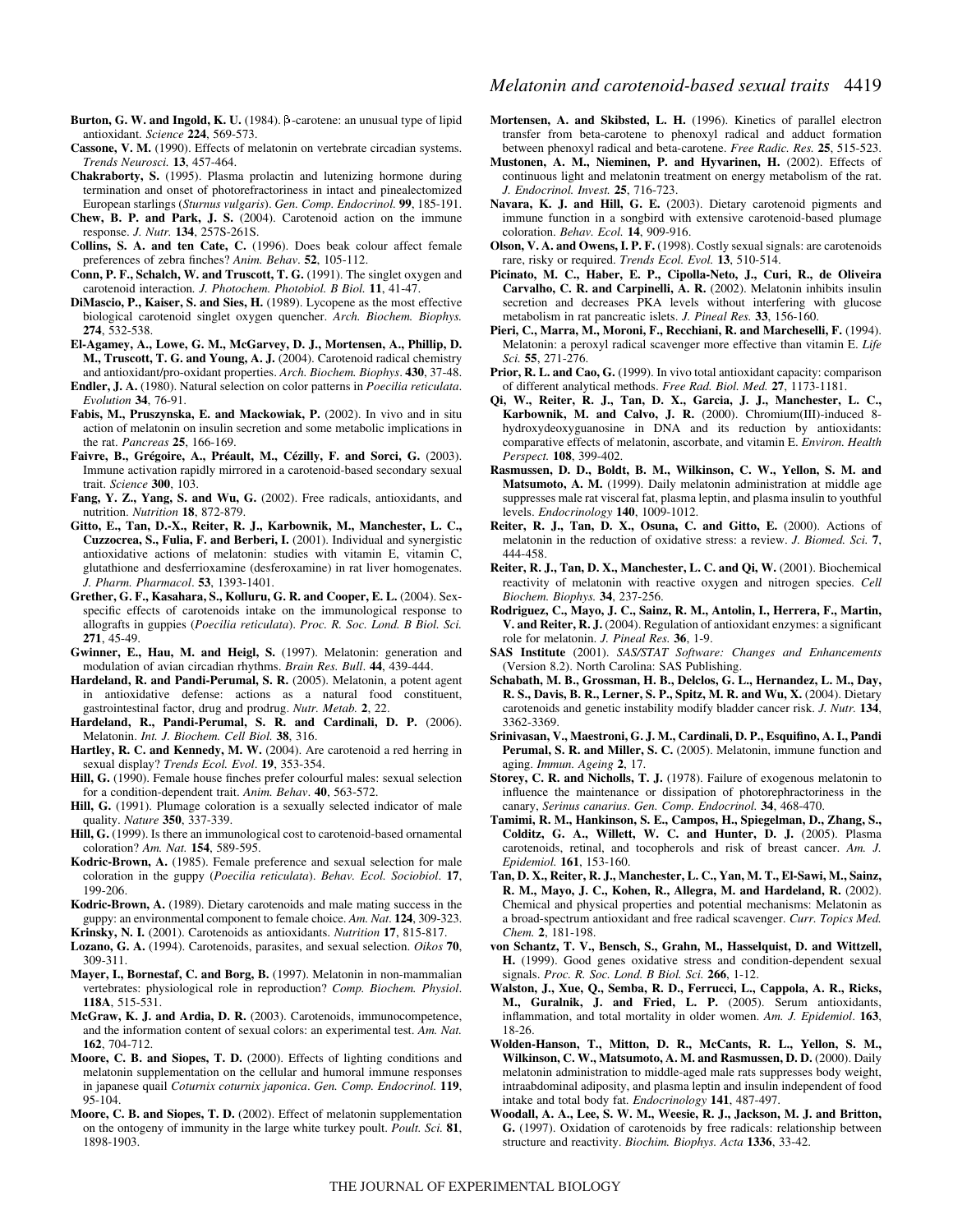**Burton, G. W. and Ingold, K. U.** (1984). β-carotene: an unusual type of lipid antioxidant. *Science* **224**, 569-573.

**Cassone, V. M.** (1990). Effects of melatonin on vertebrate circadian systems. *Trends Neurosci.* **13**, 457-464.

**Chakraborty, S.** (1995). Plasma prolactin and lutenizing hormone during termination and onset of photorefractoriness in intact and pinealectomized European starlings (*Sturnus vulgaris*). *Gen. Comp. Endocrinol.* **99**, 185-191.

**Chew, B. P. and Park, J. S.** (2004). Carotenoid action on the immune response. *J. Nutr.* **134**, 257S-261S.

**Collins, S. A. and ten Cate, C.** (1996). Does beak colour affect female preferences of zebra finches? *Anim. Behav.* **52**, 105-112.

**Conn, P. F., Schalch, W. and Truscott, T. G.** (1991). The singlet oxygen and carotenoid interaction. *J. Photochem. Photobiol. B Biol.* **11**, 41-47.

**DiMascio, P., Kaiser, S. and Sies, H.** (1989). Lycopene as the most effective biological carotenoid singlet oxygen quencher. *Arch. Biochem. Biophys.* **274**, 532-538.

**El-Agamey, A., Lowe, G. M., McGarvey, D. J., Mortensen, A., Phillip, D. M., Truscott, T. G. and Young, A. J.** (2004). Carotenoid radical chemistry and antioxidant/pro-oxidant properties. *Arch. Biochem. Biophys.* **430**, 37-48.

**Endler, J. A.** (1980). Natural selection on color patterns in *Poecilia reticulata*. *Evolution* **34**, 76-91.

**Fabis, M., Pruszynska, E. and Mackowiak, P.** (2002). In vivo and in situ action of melatonin on insulin secretion and some metabolic implications in the rat. *Pancreas* **25**, 166-169.

**Faivre, B., Grégoire, A., Préault, M., Cézilly, F. and Sorci, G.** (2003). Immune activation rapidly mirrored in a carotenoid-based secondary sexual trait. *Science* **300**, 103.

**Fang, Y. Z., Yang, S. and Wu, G.** (2002). Free radicals, antioxidants, and nutrition. *Nutrition* **18**, 872-879.

**Gitto, E., Tan, D.-X., Reiter, R. J., Karbownik, M., Manchester, L. C., Cuzzocrea, S., Fulia, F. and Berberi, I.** (2001). Individual and synergistic antioxidative actions of melatonin: studies with vitamin E, vitamin C, glutathione and desferrioxamine (desferoxamine) in rat liver homogenates. *J. Pharm. Pharmacol*. **53**, 1393-1401.

**Grether, G. F., Kasahara, S., Kolluru, G. R. and Cooper, E. L.** (2004). Sex-specific effects of carotenoids intake on the immunological response to allografts in guppies (*Poecilia reticulata*). *Proc. R. Soc. Lond. B Biol. Sci.* **271**, 45-49.

**Gwinner, E., Hau, M. and Heigl, S.** (1997). Melatonin: generation and modulation of avian circadian rhythms. *Brain Res. Bull*. **44**, 439-444.

**Hardeland, R. and Pandi-Perumal, S. R.** (2005). Melatonin, a potent agent in antioxidative defense: actions as a natural food constituent, gastrointestinal factor, drug and prodrug. *Nutr. Metab.* **2**, 22.

**Hardeland, R., Pandi-Perumal, S. R. and Cardinali, D. P.** (2006). Melatonin. *Int. J. Biochem. Cell Biol.* **38**, 316.

**Hartley, R. C. and Kennedy, M. W.** (2004). Are carotenoid a red herring in sexual display? *Trends Ecol. Evol*. **19**, 353-354.

**Hill, G.** (1990). Female house finches prefer colourful males: sexual selection for a condition-dependent trait. *Anim. Behav*. **40**, 563-572.

**Hill, G.** (1991). Plumage coloration is a sexually selected indicator of male quality. *Nature* **350**, 337-339.

**Hill, G.** (1999). Is there an immunological cost to carotenoid-based ornamental coloration? *Am. Nat.* **154**, 589-595.

**Kodric-Brown, A.** (1985). Female preference and sexual selection for male coloration in the guppy (*Poecilia reticulata*). *Behav. Ecol. Sociobiol*. **17**, 199-206.

**Kodric-Brown, A.** (1989). Dietary carotenoids and male mating success in the guppy: an environmental component to female choice. *Am. Nat*. **124**, 309-323.

**Krinsky, N. I.** (2001). Carotenoids as antioxidants. *Nutrition* **17**, 815-817.

**Lozano, G. A.** (1994). Carotenoids, parasites, and sexual selection. *Oikos* **70**, 309-311.

**Mayer, I., Bornestaf, C. and Borg, B.** (1997). Melatonin in non-mammalian vertebrates: physiological role in reproduction? *Comp. Biochem. Physiol*. **118A**, 515-531.

**McGraw, K. J. and Ardia, D. R.** (2003). Carotenoids, immunocompetence, and the information content of sexual colors: an experimental test. *Am. Nat.* **162**, 704-712.

**Moore, C. B. and Siopes, T. D.** (2000). Effects of lighting conditions and melatonin supplementation on the cellular and humoral immune responses in japanese quail *Coturnix coturnix japonica*. *Gen. Comp. Endocrinol.* **119**, 95-104.

**Moore, C. B. and Siopes, T. D.** (2002). Effect of melatonin supplementation on the ontogeny of immunity in the large white turkey poult. *Poult. Sci.* **81**, 1898-1903.

**Mortensen, A. and Skibsted, L. H.** (1996). Kinetics of parallel electron transfer from beta-carotene to phenoxyl radical and adduct formation between phenoxyl radical and beta-carotene. *Free Radic. Res.* **25**, 515-523.

**Mustonen, A. M., Nieminen, P. and Hyvarinen, H.** (2002). Effects of continuous light and melatonin treatment on energy metabolism of the rat. *J. Endocrinol. Invest.* **25**, 716-723.

**Navara, K. J. and Hill, G. E.** (2003). Dietary carotenoid pigments and immune function in a songbird with extensive carotenoid-based plumage coloration. *Behav. Ecol.* **14**, 909-916.

**Olson, V. A. and Owens, I. P. F.** (1998). Costly sexual signals: are carotenoids rare, risky or required. *Trends Ecol. Evol.* **13**, 510-514.

**Picinato, M. C., Haber, E. P., Cipolla-Neto, J., Curi, R., de Oliveira Carvalho, C. R. and Carpinelli, A. R.** (2002). Melatonin inhibits insulin secretion and decreases PKA levels without interfering with glucose metabolism in rat pancreatic islets. *J. Pineal Res.* **33**, 156-160.

**Pieri, C., Marra, M., Moroni, F., Recchiani, R. and Marcheselli, F.** (1994). Melatonin: a peroxyl radical scavenger more effective than vitamin E. *Life Sci.* **55**, 271-276.

**Prior, R. L. and Cao, G.** (1999). In vivo total antioxidant capacity: comparison of different analytical methods. *Free Rad. Biol. Med.* **27**, 1173-1181.

**Qi, W., Reiter, R. J., Tan, D. X., Garcia, J. J., Manchester, L. C., Karbownik, M. and Calvo, J. R.** (2000). Chromium(III)-induced 8-hydroxydeoxyguanosine in DNA and its reduction by antioxidants: comparative effects of melatonin, ascorbate, and vitamin E. *Environ. Health Perspect.* **108**, 399-402.

**Rasmussen, D. D., Boldt, B. M., Wilkinson, C. W., Yellon, S. M. and Matsumoto, A. M.** (1999). Daily melatonin administration at middle age suppresses male rat visceral fat, plasma leptin, and plasma insulin to youthful levels. *Endocrinology* **140**, 1009-1012.

**Reiter, R. J., Tan, D. X., Osuna, C. and Gitto, E.** (2000). Actions of melatonin in the reduction of oxidative stress: a review. *J. Biomed. Sci.* **7**, 444-458.

**Reiter, R. J., Tan, D. X., Manchester, L. C. and Qi, W.** (2001). Biochemical reactivity of melatonin with reactive oxygen and nitrogen species. *Cell Biochem. Biophys.* **34**, 237-256.

**Rodriguez, C., Mayo, J. C., Sainz, R. M., Antolin, I., Herrera, F., Martin, V. and Reiter, R. J.** (2004). Regulation of antioxidant enzymes: a significant role for melatonin. *J. Pineal Res.* **36**, 1-9.

**SAS Institute** (2001). *SAS/STAT Software: Changes and Enhancements* (Version 8.2). North Carolina: SAS Publishing.

**Schabath, M. B., Grossman, H. B., Delclos, G. L., Hernandez, L. M., Day, R. S., Davis, B. R., Lerner, S. P., Spitz, M. R. and Wu, X.** (2004). Dietary carotenoids and genetic instability modify bladder cancer risk. *J. Nutr.* **134**, 3362-3369.

**Srinivasan, V., Maestroni, G. J. M., Cardinali, D. P., Esquifino, A. I., Pandi Perumal, S. R. and Miller, S. C.** (2005). Melatonin, immune function and aging. *Immun. Ageing* **2**, 17.

**Storey, C. R. and Nicholls, T. J.** (1978). Failure of exogenous melatonin to influence the maintenance or dissipation of photorephractoriness in the canary, *Serinus canarius*. *Gen. Comp. Endocrinol.* **34**, 468-470.

**Tamimi, R. M., Hankinson, S. E., Campos, H., Spiegelman, D., Zhang, S., Colditz, G. A., Willett, W. C. and Hunter, D. J.** (2005). Plasma carotenoids, retinal, and tocopherols and risk of breast cancer. *Am. J. Epidemiol.* **161**, 153-160.

**Tan, D. X., Reiter, R. J., Manchester, L. C., Yan, M. T., El-Sawi, M., Sainz, R. M., Mayo, J. C., Kohen, R., Allegra, M. and Hardeland, R.** (2002). Chemical and physical properties and potential mechanisms: Melatonin as a broad-spectrum antioxidant and free radical scavenger. *Curr. Topics Med. Chem.* **2**, 181-198.

**von Schantz, T. V., Bensch, S., Grahn, M., Hasselquist, D. and Wittzell, H.** (1999). Good genes oxidative stress and condition-dependent sexual signals. *Proc. R. Soc. Lond. B Biol. Sci.* **266**, 1-12.

**Walston, J., Xue, Q., Semba, R. D., Ferrucci, L., Cappola, A. R., Ricks, M., Guralnik, J. and Fried, L. P.** (2005). Serum antioxidants, inflammation, and total mortality in older women. *Am. J. Epidemiol*. **163**, 18-26.

**Wolden-Hanson, T., Mitton, D. R., McCants, R. L., Yellon, S. M., Wilkinson, C. W., Matsumoto, A. M. and Rasmussen, D. D.** (2000). Daily melatonin administration to middle-aged male rats suppresses body weight, intraabdominal adiposity, and plasma leptin and insulin independent of food intake and total body fat. *Endocrinology* **141**, 487-497.

**Woodall, A. A., Lee, S. W. M., Weesie, R. J., Jackson, M. J. and Britton, G.** (1997). Oxidation of carotenoids by free radicals: relationship between structure and reactivity. *Biochim. Biophys. Acta* **1336**, 33-42.